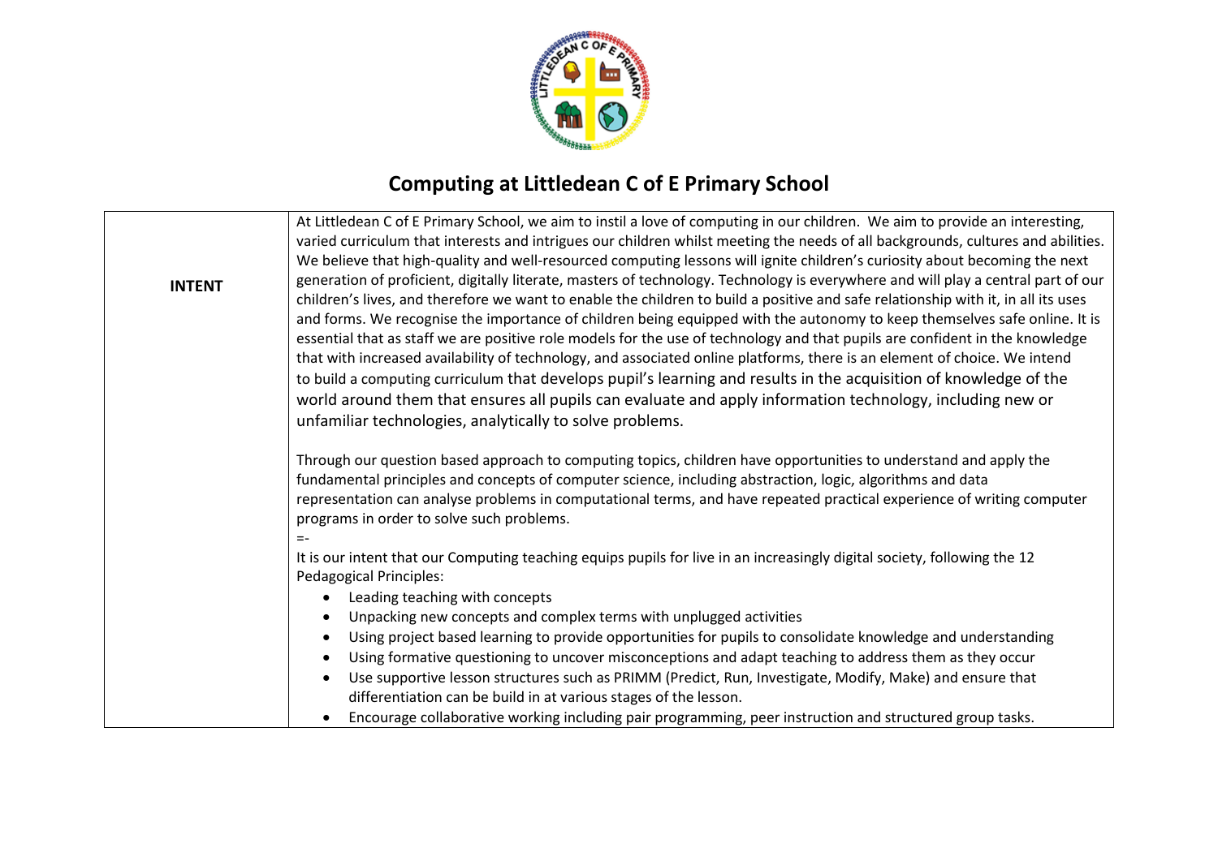# Computing at Littledean C of E Primary School

| | |
|---|---|
| **INTENT** | At Littledean C of E Primary School, we aim to instil a love of computing in our children. We aim to provide an interesting, varied curriculum that interests and intrigues our children whilst meeting the needs of all backgrounds, cultures and abilities. We believe that high-quality and well-resourced computing lessons will ignite children's curiosity about becoming the next generation of proficient, digitally literate, masters of technology. Technology is everywhere and will play a central part of our children's lives, and therefore we want to enable the children to build a positive and safe relationship with it, in all its uses and forms. We recognise the importance of children being equipped with the autonomy to keep themselves safe online. It is essential that as staff we are positive role models for the use of technology and that pupils are confident in the knowledge that with increased availability of technology, and associated online platforms, there is an element of choice. We intend to build a computing curriculum that develops pupil's learning and results in the acquisition of knowledge of the world around them that ensures all pupils can evaluate and apply information technology, including new or unfamiliar technologies, analytically to solve problems.<br><br>Through our question based approach to computing topics, children have opportunities to understand and apply the fundamental principles and concepts of computer science, including abstraction, logic, algorithms and data representation can analyse problems in computational terms, and have repeated practical experience of writing computer programs in order to solve such problems.<br>=-<br>It is our intent that our Computing teaching equips pupils for live in an increasingly digital society, following the 12 Pedagogical Principles:<br>• Leading teaching with concepts<br>• Unpacking new concepts and complex terms with unplugged activities<br>• Using project based learning to provide opportunities for pupils to consolidate knowledge and understanding<br>• Using formative questioning to uncover misconceptions and adapt teaching to address them as they occur<br>• Use supportive lesson structures such as PRIMM (Predict, Run, Investigate, Modify, Make) and ensure that differentiation can be build in at various stages of the lesson.<br>• Encourage collaborative working including pair programming, peer instruction and structured group tasks. |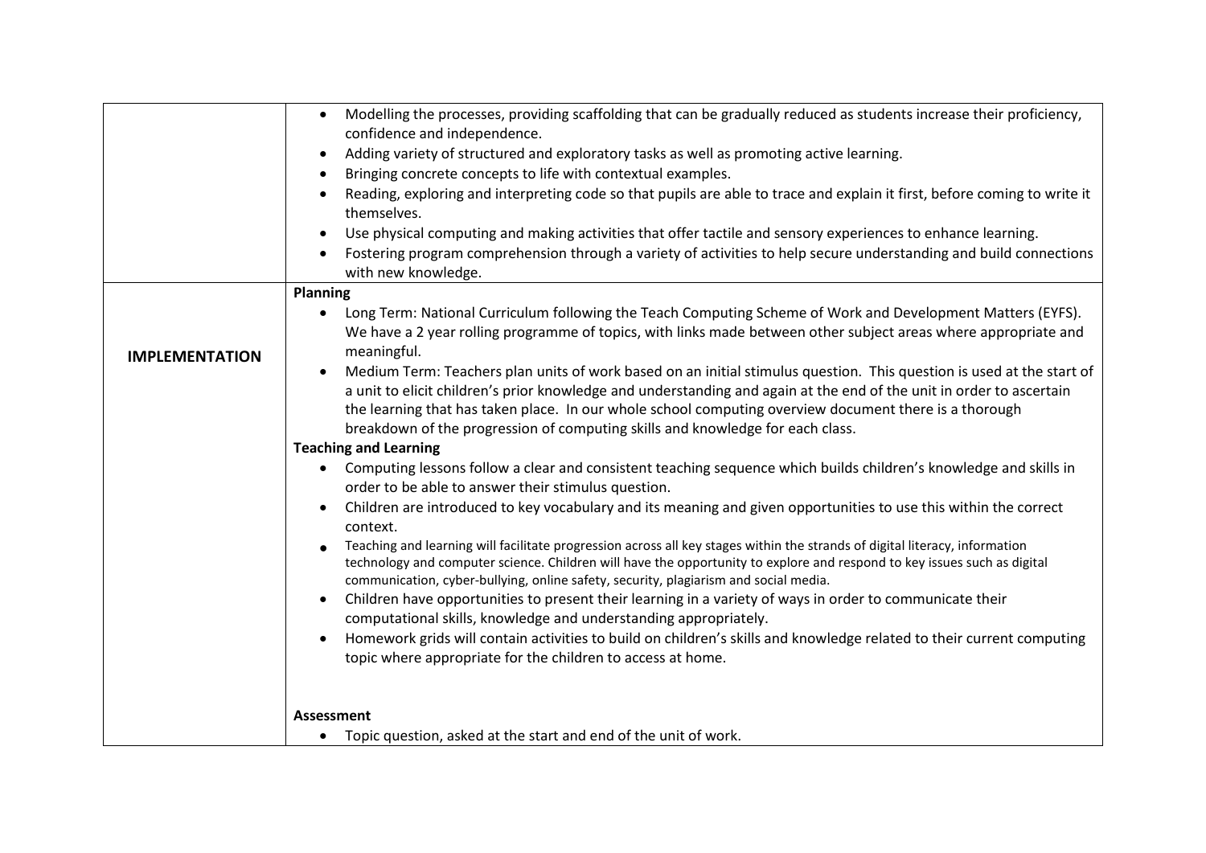| | |
|---|---|
| | <ul><li>Modelling the processes, providing scaffolding that can be gradually reduced as students increase their proficiency, confidence and independence.</li><li>Adding variety of structured and exploratory tasks as well as promoting active learning.</li><li>Bringing concrete concepts to life with contextual examples.</li><li>Reading, exploring and interpreting code so that pupils are able to trace and explain it first, before coming to write it themselves.</li><li>Use physical computing and making activities that offer tactile and sensory experiences to enhance learning.</li><li>Fostering program comprehension through a variety of activities to help secure understanding and build connections with new knowledge.</li></ul> |
| **IMPLEMENTATION** | **Planning**<ul><li>Long Term: National Curriculum following the Teach Computing Scheme of Work and Development Matters (EYFS). We have a 2 year rolling programme of topics, with links made between other subject areas where appropriate and meaningful.</li><li>Medium Term: Teachers plan units of work based on an initial stimulus question. This question is used at the start of a unit to elicit children's prior knowledge and understanding and again at the end of the unit in order to ascertain the learning that has taken place. In our whole school computing overview document there is a thorough breakdown of the progression of computing skills and knowledge for each class.</li></ul>**Teaching and Learning**<ul><li>Computing lessons follow a clear and consistent teaching sequence which builds children's knowledge and skills in order to be able to answer their stimulus question.</li><li>Children are introduced to key vocabulary and its meaning and given opportunities to use this within the correct context.</li><li>Teaching and learning will facilitate progression across all key stages within the strands of digital literacy, information technology and computer science. Children will have the opportunity to explore and respond to key issues such as digital communication, cyber-bullying, online safety, security, plagiarism and social media.</li><li>Children have opportunities to present their learning in a variety of ways in order to communicate their computational skills, knowledge and understanding appropriately.</li><li>Homework grids will contain activities to build on children's skills and knowledge related to their current computing topic where appropriate for the children to access at home.</li></ul>**Assessment**<ul><li>Topic question, asked at the start and end of the unit of work.</li></ul> |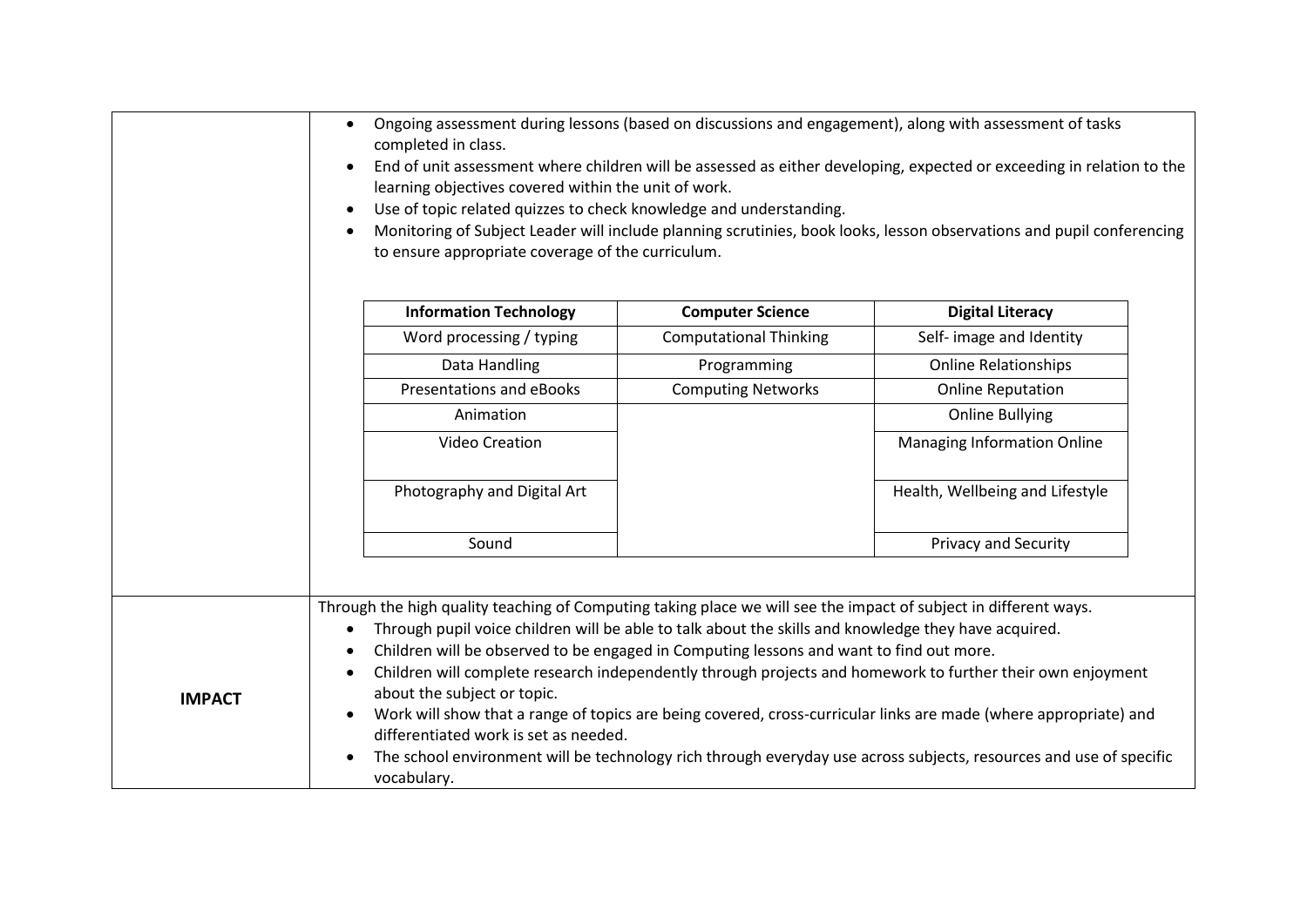- Ongoing assessment during lessons (based on discussions and engagement), along with assessment of tasks completed in class.
- End of unit assessment where children will be assessed as either developing, expected or exceeding in relation to the learning objectives covered within the unit of work.
- Use of topic related quizzes to check knowledge and understanding.
- Monitoring of Subject Leader will include planning scrutinies, book looks, lesson observations and pupil conferencing to ensure appropriate coverage of the curriculum.

| Information Technology | Computer Science | Digital Literacy |
| --- | --- | --- |
| Word processing / typing | Computational Thinking | Self- image and Identity |
| Data Handling | Programming | Online Relationships |
| Presentations and eBooks | Computing Networks | Online Reputation |
| Animation | | Online Bullying |
| Video Creation | | Managing Information Online |
| Photography and Digital Art | | Health, Wellbeing and Lifestyle |
| Sound | | Privacy and Security |

## IMPACT

Through the high quality teaching of Computing taking place we will see the impact of subject in different ways.

- Through pupil voice children will be able to talk about the skills and knowledge they have acquired.
- Children will be observed to be engaged in Computing lessons and want to find out more.
- Children will complete research independently through projects and homework to further their own enjoyment about the subject or topic.
- Work will show that a range of topics are being covered, cross-curricular links are made (where appropriate) and differentiated work is set as needed.
- The school environment will be technology rich through everyday use across subjects, resources and use of specific vocabulary.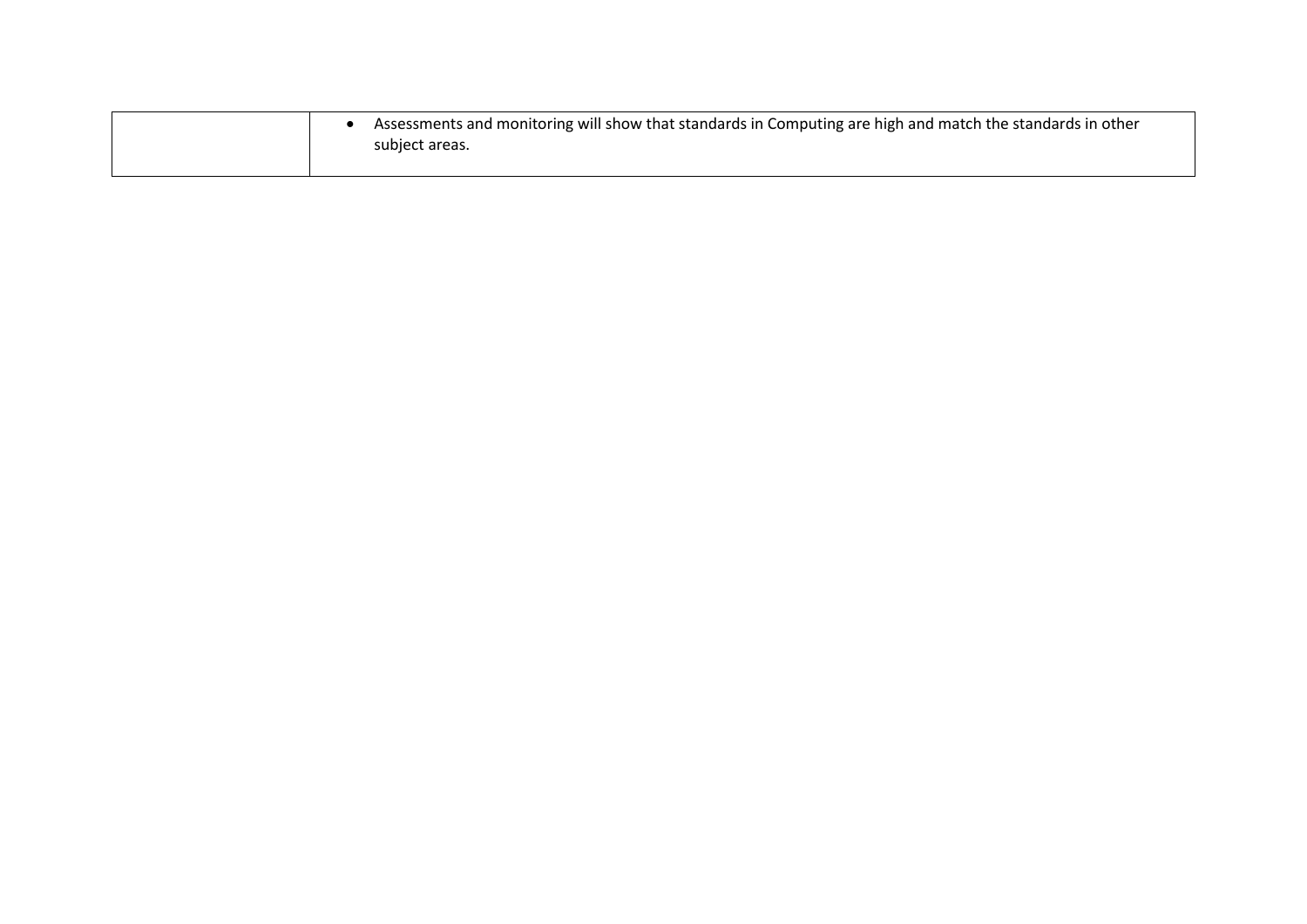| | |
|---|---|
| | • Assessments and monitoring will show that standards in Computing are high and match the standards in other subject areas. |